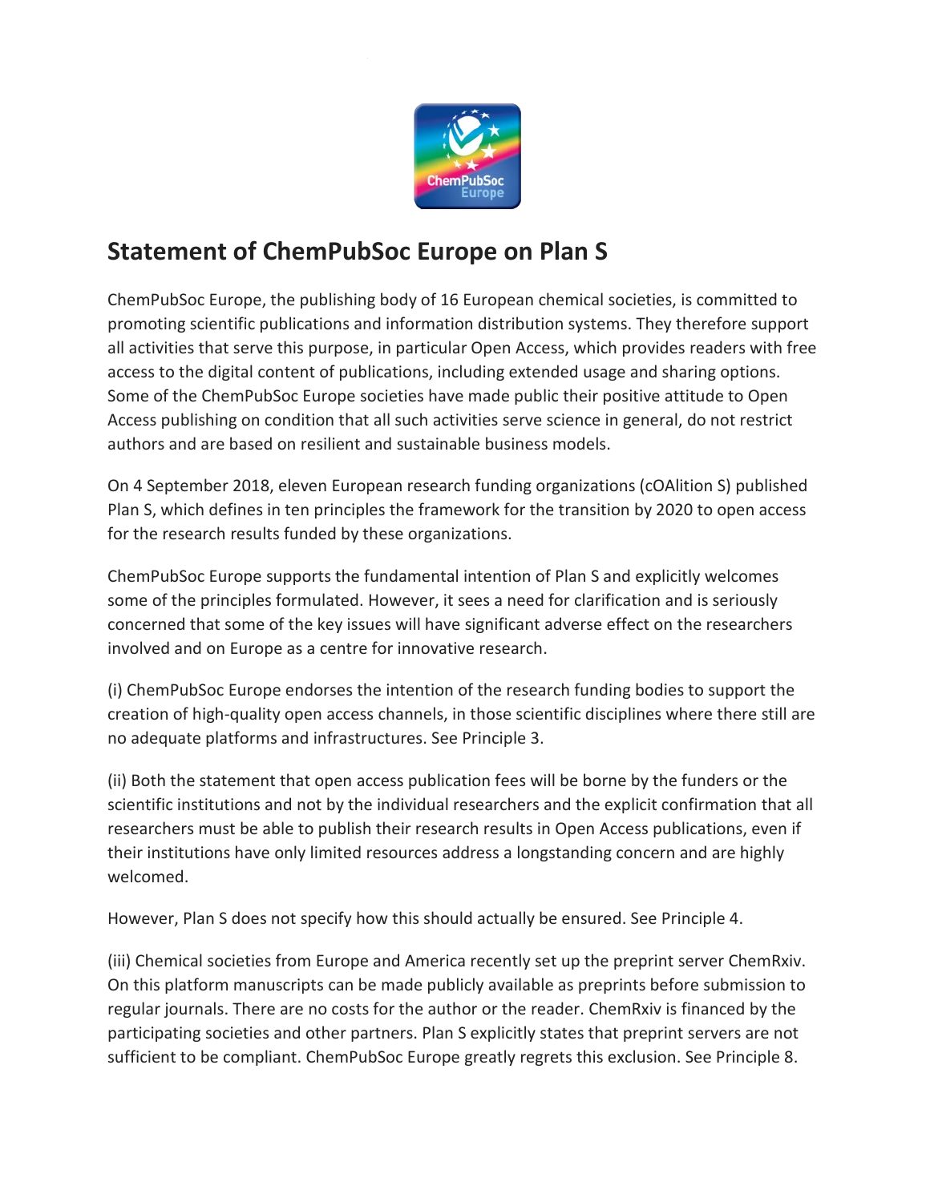# Statement of ChemPubSoc Europe on Plan S

ChemPubSoc Europe, the publishing body of 16 European chemical societies, is committed to promoting scientific publications and information distribution systems. They therefore support all activities that serve this purpose, in particular Open Access, which provides readers with free access to the digital content of publications, including extended usage and sharing options. Some of the ChemPubSoc Europe societies have made public their positive attitude to Open Access publishing on condition that all such activities serve science in general, do not restrict authors and are based on resilient and sustainable business models.

On 4 September 2018, eleven European research funding organizations (cOAlition S) published Plan S, which defines in ten principles the framework for the transition by 2020 to open access for the research results funded by these organizations.

ChemPubSoc Europe supports the fundamental intention of Plan S and explicitly welcomes some of the principles formulated. However, it sees a need for clarification and is seriously concerned that some of the key issues will have significant adverse effect on the researchers involved and on Europe as a centre for innovative research.

(i) ChemPubSoc Europe endorses the intention of the research funding bodies to support the creation of high-quality open access channels, in those scientific disciplines where there still are no adequate platforms and infrastructures. See Principle 3.

(ii) Both the statement that open access publication fees will be borne by the funders or the scientific institutions and not by the individual researchers and the explicit confirmation that all researchers must be able to publish their research results in Open Access publications, even if their institutions have only limited resources address a longstanding concern and are highly welcomed.

However, Plan S does not specify how this should actually be ensured. See Principle 4.

(iii) Chemical societies from Europe and America recently set up the preprint server ChemRxiv. On this platform manuscripts can be made publicly available as preprints before submission to regular journals. There are no costs for the author or the reader. ChemRxiv is financed by the participating societies and other partners. Plan S explicitly states that preprint servers are not sufficient to be compliant. ChemPubSoc Europe greatly regrets this exclusion. See Principle 8.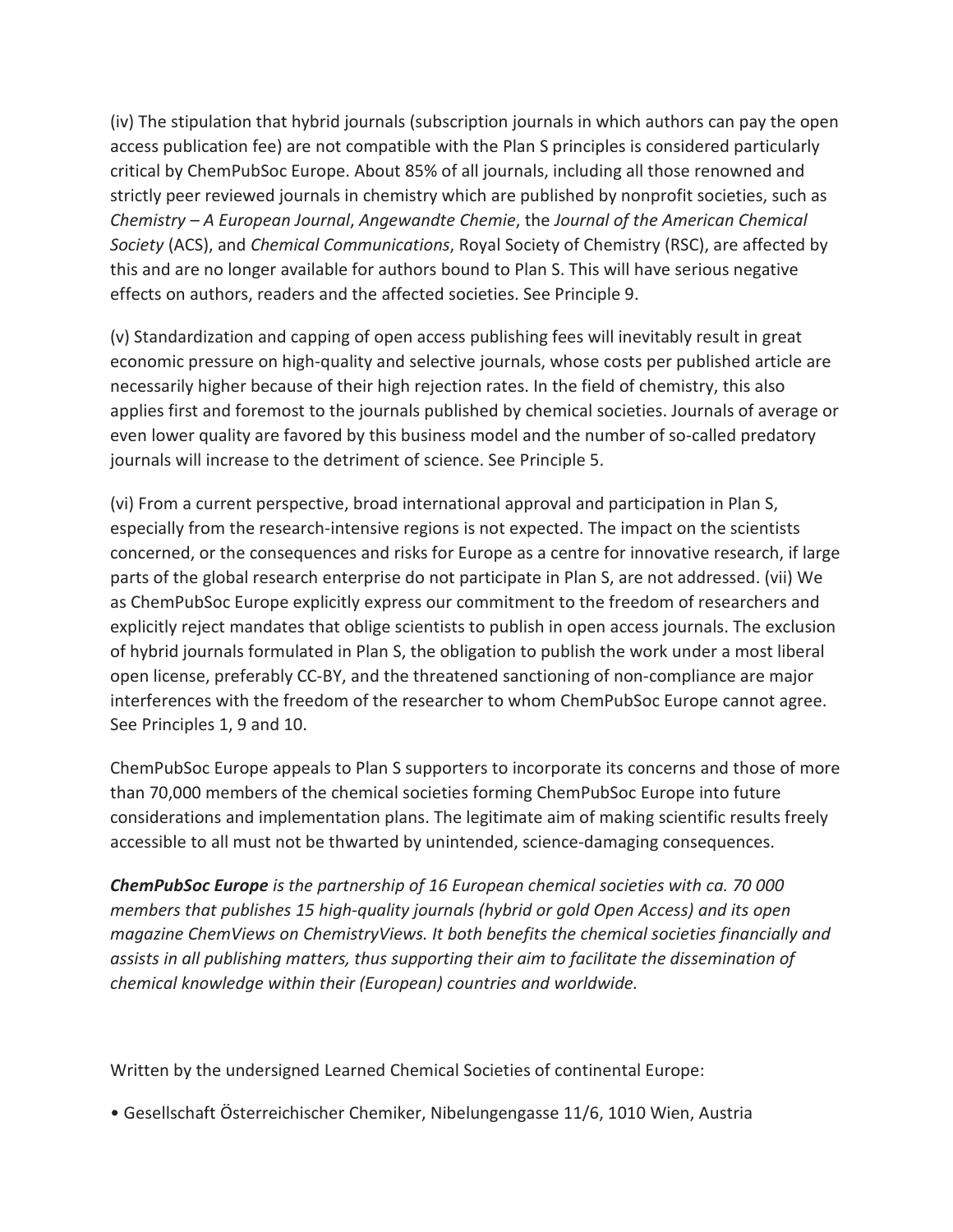(iv) The stipulation that hybrid journals (subscription journals in which authors can pay the open access publication fee) are not compatible with the Plan S principles is considered particularly critical by ChemPubSoc Europe. About 85% of all journals, including all those renowned and strictly peer reviewed journals in chemistry which are published by nonprofit societies, such as *Chemistry – A European Journal*, *Angewandte Chemie*, the *Journal of the American Chemical Society* (ACS), and *Chemical Communications*, Royal Society of Chemistry (RSC), are affected by this and are no longer available for authors bound to Plan S. This will have serious negative effects on authors, readers and the affected societies. See Principle 9.

(v) Standardization and capping of open access publishing fees will inevitably result in great economic pressure on high-quality and selective journals, whose costs per published article are necessarily higher because of their high rejection rates. In the field of chemistry, this also applies first and foremost to the journals published by chemical societies. Journals of average or even lower quality are favored by this business model and the number of so-called predatory journals will increase to the detriment of science. See Principle 5.

(vi) From a current perspective, broad international approval and participation in Plan S, especially from the research-intensive regions is not expected. The impact on the scientists concerned, or the consequences and risks for Europe as a centre for innovative research, if large parts of the global research enterprise do not participate in Plan S, are not addressed. (vii) We as ChemPubSoc Europe explicitly express our commitment to the freedom of researchers and explicitly reject mandates that oblige scientists to publish in open access journals. The exclusion of hybrid journals formulated in Plan S, the obligation to publish the work under a most liberal open license, preferably CC-BY, and the threatened sanctioning of non-compliance are major interferences with the freedom of the researcher to whom ChemPubSoc Europe cannot agree. See Principles 1, 9 and 10.

ChemPubSoc Europe appeals to Plan S supporters to incorporate its concerns and those of more than 70,000 members of the chemical societies forming ChemPubSoc Europe into future considerations and implementation plans. The legitimate aim of making scientific results freely accessible to all must not be thwarted by unintended, science-damaging consequences.

***ChemPubSoc Europe*** *is the partnership of 16 European chemical societies with ca. 70 000 members that publishes 15 high-quality journals (hybrid or gold Open Access) and its open magazine ChemViews on ChemistryViews. It both benefits the chemical societies financially and assists in all publishing matters, thus supporting their aim to facilitate the dissemination of chemical knowledge within their (European) countries and worldwide.*

Written by the undersigned Learned Chemical Societies of continental Europe:

- Gesellschaft Österreichischer Chemiker, Nibelungengasse 11/6, 1010 Wien, Austria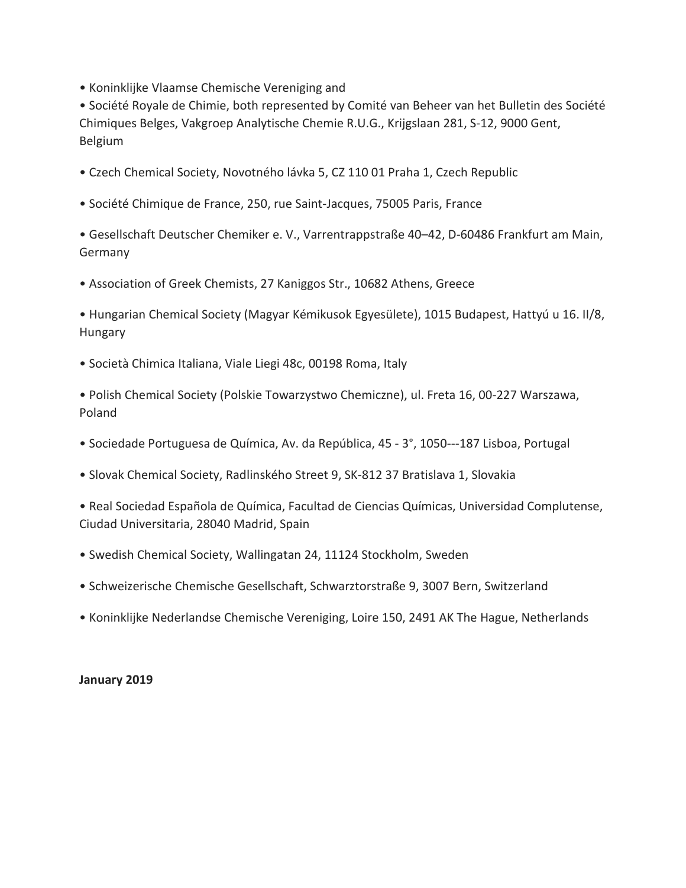- Koninklijke Vlaamse Chemische Vereniging and
- Société Royale de Chimie, both represented by Comité van Beheer van het Bulletin des Société Chimiques Belges, Vakgroep Analytische Chemie R.U.G., Krijgslaan 281, S-12, 9000 Gent, Belgium

- Czech Chemical Society, Novotného lávka 5, CZ 110 01 Praha 1, Czech Republic

- Société Chimique de France, 250, rue Saint-Jacques, 75005 Paris, France

- Gesellschaft Deutscher Chemiker e. V., Varrentrappstraße 40–42, D-60486 Frankfurt am Main, Germany

- Association of Greek Chemists, 27 Kaniggos Str., 10682 Athens, Greece

- Hungarian Chemical Society (Magyar Kémikusok Egyesülete), 1015 Budapest, Hattyú u 16. II/8, Hungary

- Società Chimica Italiana, Viale Liegi 48c, 00198 Roma, Italy

- Polish Chemical Society (Polskie Towarzystwo Chemiczne), ul. Freta 16, 00-227 Warszawa, Poland

- Sociedade Portuguesa de Química, Av. da República, 45 - 3°, 1050---187 Lisboa, Portugal

- Slovak Chemical Society, Radlinského Street 9, SK-812 37 Bratislava 1, Slovakia

- Real Sociedad Española de Química, Facultad de Ciencias Químicas, Universidad Complutense, Ciudad Universitaria, 28040 Madrid, Spain

- Swedish Chemical Society, Wallingatan 24, 11124 Stockholm, Sweden

- Schweizerische Chemische Gesellschaft, Schwarztorstraße 9, 3007 Bern, Switzerland

- Koninklijke Nederlandse Chemische Vereniging, Loire 150, 2491 AK The Hague, Netherlands

**January 2019**